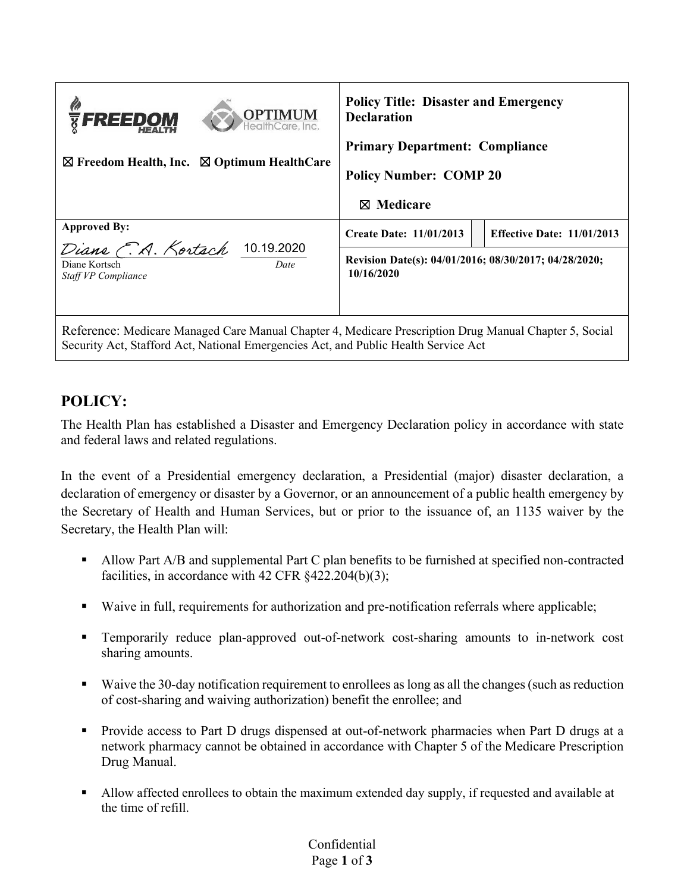| ☒ Freedom Health, Inc. ☒ Optimum HealthCare | **Policy Title: Disaster and Emergency Declaration**<br>**Primary Department: Compliance**<br>**Policy Number: COMP 20**<br>☒ **Medicare** | |
|---|---|---|
| **Approved By:**<br>*Diane E.A. Kortsch* 10.19.2020<br>Diane Kortsch *Date*<br>*Staff VP Compliance* | **Create Date: 11/01/2013** | **Effective Date: 11/01/2013** |
| | **Revision Date(s): 04/01/2016; 08/30/2017; 04/28/2020; 10/16/2020** | |
| Reference: Medicare Managed Care Manual Chapter 4, Medicare Prescription Drug Manual Chapter 5, Social Security Act, Stafford Act, National Emergencies Act, and Public Health Service Act | | |

## POLICY:

The Health Plan has established a Disaster and Emergency Declaration policy in accordance with state and federal laws and related regulations.

In the event of a Presidential emergency declaration, a Presidential (major) disaster declaration, a declaration of emergency or disaster by a Governor, or an announcement of a public health emergency by the Secretary of Health and Human Services, but or prior to the issuance of, an 1135 waiver by the Secretary, the Health Plan will:

- Allow Part A/B and supplemental Part C plan benefits to be furnished at specified non-contracted facilities, in accordance with 42 CFR §422.204(b)(3);
- Waive in full, requirements for authorization and pre-notification referrals where applicable;
- Temporarily reduce plan-approved out-of-network cost-sharing amounts to in-network cost sharing amounts.
- Waive the 30-day notification requirement to enrollees as long as all the changes (such as reduction of cost-sharing and waiving authorization) benefit the enrollee; and
- Provide access to Part D drugs dispensed at out-of-network pharmacies when Part D drugs at a network pharmacy cannot be obtained in accordance with Chapter 5 of the Medicare Prescription Drug Manual.
- Allow affected enrollees to obtain the maximum extended day supply, if requested and available at the time of refill.

Confidential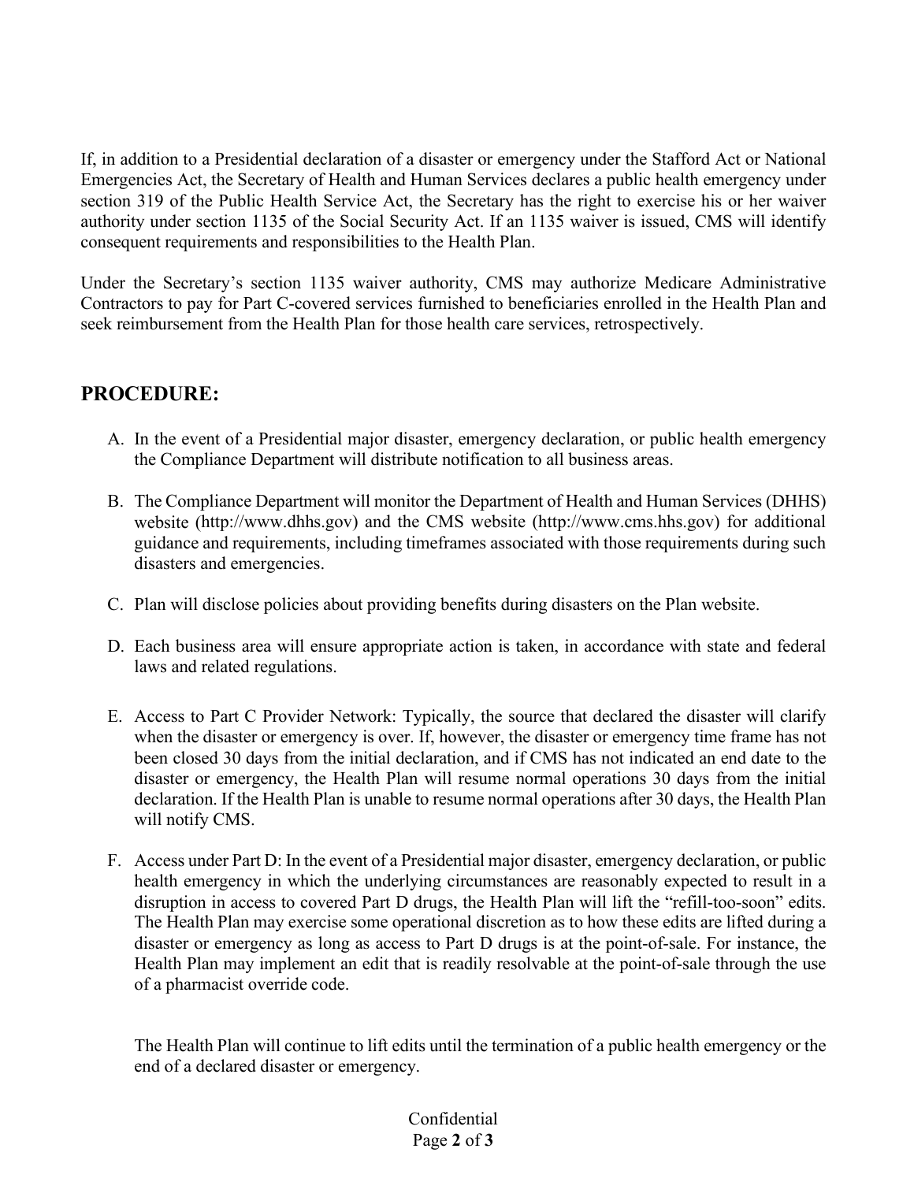If, in addition to a Presidential declaration of a disaster or emergency under the Stafford Act or National Emergencies Act, the Secretary of Health and Human Services declares a public health emergency under section 319 of the Public Health Service Act, the Secretary has the right to exercise his or her waiver authority under section 1135 of the Social Security Act. If an 1135 waiver is issued, CMS will identify consequent requirements and responsibilities to the Health Plan.

Under the Secretary's section 1135 waiver authority, CMS may authorize Medicare Administrative Contractors to pay for Part C-covered services furnished to beneficiaries enrolled in the Health Plan and seek reimbursement from the Health Plan for those health care services, retrospectively.

## PROCEDURE:

A. In the event of a Presidential major disaster, emergency declaration, or public health emergency the Compliance Department will distribute notification to all business areas.

B. The Compliance Department will monitor the Department of Health and Human Services (DHHS) website (http://www.dhhs.gov) and the CMS website (http://www.cms.hhs.gov) for additional guidance and requirements, including timeframes associated with those requirements during such disasters and emergencies.

C. Plan will disclose policies about providing benefits during disasters on the Plan website.

D. Each business area will ensure appropriate action is taken, in accordance with state and federal laws and related regulations.

E. Access to Part C Provider Network: Typically, the source that declared the disaster will clarify when the disaster or emergency is over. If, however, the disaster or emergency time frame has not been closed 30 days from the initial declaration, and if CMS has not indicated an end date to the disaster or emergency, the Health Plan will resume normal operations 30 days from the initial declaration. If the Health Plan is unable to resume normal operations after 30 days, the Health Plan will notify CMS.

F. Access under Part D: In the event of a Presidential major disaster, emergency declaration, or public health emergency in which the underlying circumstances are reasonably expected to result in a disruption in access to covered Part D drugs, the Health Plan will lift the "refill-too-soon" edits. The Health Plan may exercise some operational discretion as to how these edits are lifted during a disaster or emergency as long as access to Part D drugs is at the point-of-sale. For instance, the Health Plan may implement an edit that is readily resolvable at the point-of-sale through the use of a pharmacist override code.

   The Health Plan will continue to lift edits until the termination of a public health emergency or the end of a declared disaster or emergency.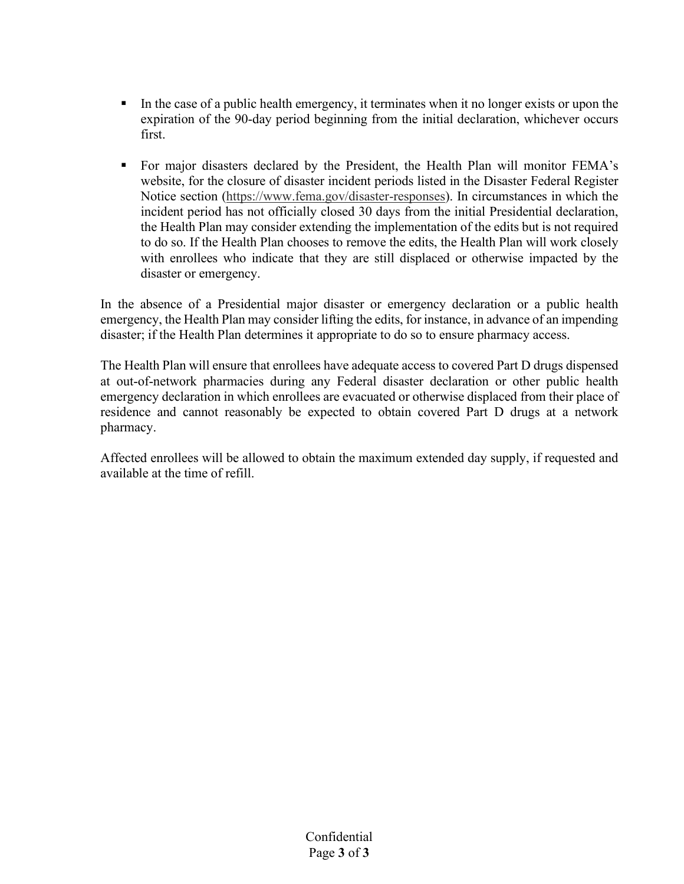- In the case of a public health emergency, it terminates when it no longer exists or upon the expiration of the 90-day period beginning from the initial declaration, whichever occurs first.

- For major disasters declared by the President, the Health Plan will monitor FEMA's website, for the closure of disaster incident periods listed in the Disaster Federal Register Notice section (https://www.fema.gov/disaster-responses). In circumstances in which the incident period has not officially closed 30 days from the initial Presidential declaration, the Health Plan may consider extending the implementation of the edits but is not required to do so. If the Health Plan chooses to remove the edits, the Health Plan will work closely with enrollees who indicate that they are still displaced or otherwise impacted by the disaster or emergency.

In the absence of a Presidential major disaster or emergency declaration or a public health emergency, the Health Plan may consider lifting the edits, for instance, in advance of an impending disaster; if the Health Plan determines it appropriate to do so to ensure pharmacy access.

The Health Plan will ensure that enrollees have adequate access to covered Part D drugs dispensed at out-of-network pharmacies during any Federal disaster declaration or other public health emergency declaration in which enrollees are evacuated or otherwise displaced from their place of residence and cannot reasonably be expected to obtain covered Part D drugs at a network pharmacy.

Affected enrollees will be allowed to obtain the maximum extended day supply, if requested and available at the time of refill.